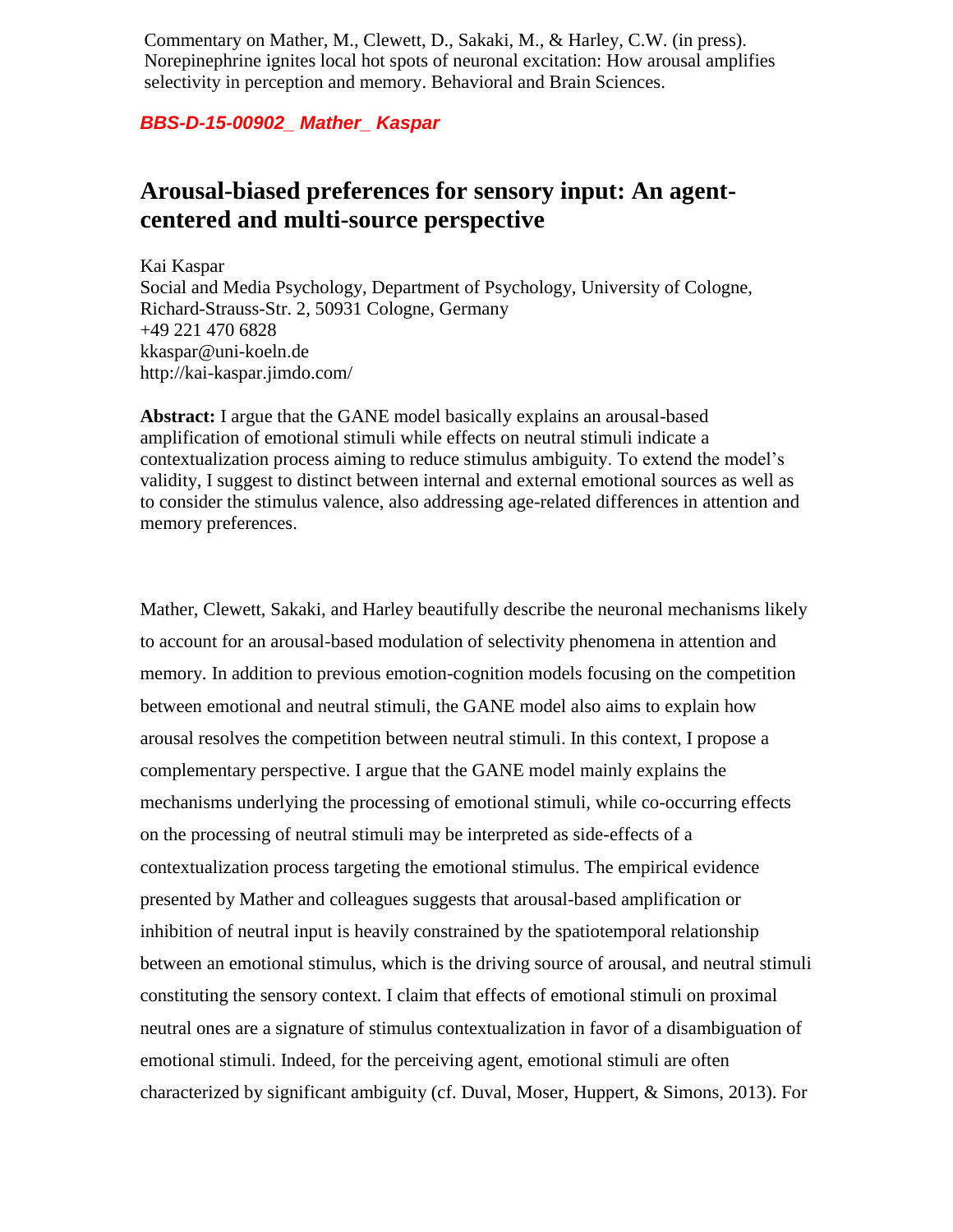Commentary on Mather, M., Clewett, D., Sakaki, M., & Harley, C.W. (in press). Norepinephrine ignites local hot spots of neuronal excitation: How arousal amplifies selectivity in perception and memory. Behavioral and Brain Sciences.

***BBS-D-15-00902_ Mather_ Kaspar***

# Arousal-biased preferences for sensory input: An agent-centered and multi-source perspective

Kai Kaspar
Social and Media Psychology, Department of Psychology, University of Cologne, Richard-Strauss-Str. 2, 50931 Cologne, Germany
+49 221 470 6828
kkaspar@uni-koeln.de
http://kai-kaspar.jimdo.com/

**Abstract:** I argue that the GANE model basically explains an arousal-based amplification of emotional stimuli while effects on neutral stimuli indicate a contextualization process aiming to reduce stimulus ambiguity. To extend the model's validity, I suggest to distinct between internal and external emotional sources as well as to consider the stimulus valence, also addressing age-related differences in attention and memory preferences.

Mather, Clewett, Sakaki, and Harley beautifully describe the neuronal mechanisms likely to account for an arousal-based modulation of selectivity phenomena in attention and memory. In addition to previous emotion-cognition models focusing on the competition between emotional and neutral stimuli, the GANE model also aims to explain how arousal resolves the competition between neutral stimuli. In this context, I propose a complementary perspective. I argue that the GANE model mainly explains the mechanisms underlying the processing of emotional stimuli, while co-occurring effects on the processing of neutral stimuli may be interpreted as side-effects of a contextualization process targeting the emotional stimulus. The empirical evidence presented by Mather and colleagues suggests that arousal-based amplification or inhibition of neutral input is heavily constrained by the spatiotemporal relationship between an emotional stimulus, which is the driving source of arousal, and neutral stimuli constituting the sensory context. I claim that effects of emotional stimuli on proximal neutral ones are a signature of stimulus contextualization in favor of a disambiguation of emotional stimuli. Indeed, for the perceiving agent, emotional stimuli are often characterized by significant ambiguity (cf. Duval, Moser, Huppert, & Simons, 2013). For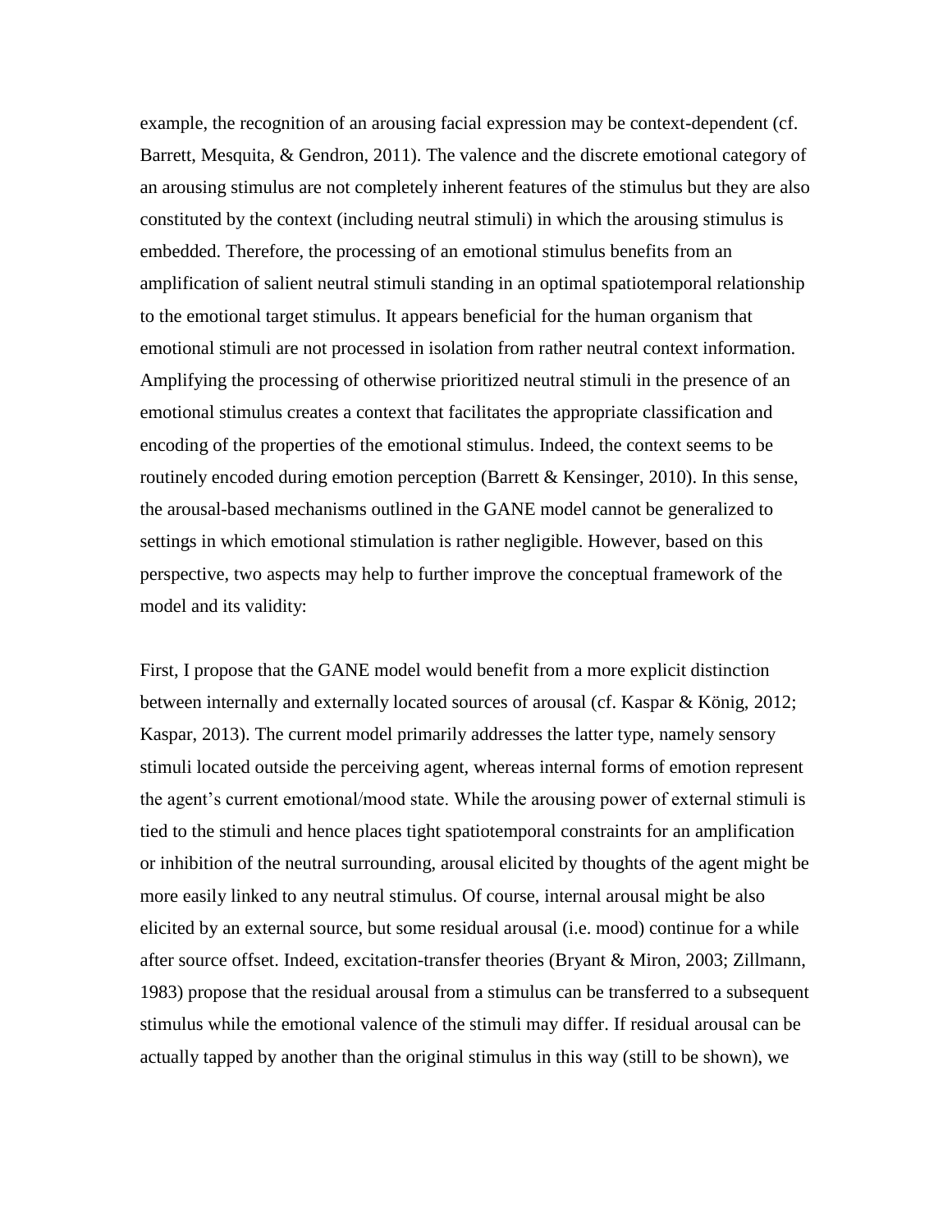example, the recognition of an arousing facial expression may be context-dependent (cf. Barrett, Mesquita, & Gendron, 2011). The valence and the discrete emotional category of an arousing stimulus are not completely inherent features of the stimulus but they are also constituted by the context (including neutral stimuli) in which the arousing stimulus is embedded. Therefore, the processing of an emotional stimulus benefits from an amplification of salient neutral stimuli standing in an optimal spatiotemporal relationship to the emotional target stimulus. It appears beneficial for the human organism that emotional stimuli are not processed in isolation from rather neutral context information. Amplifying the processing of otherwise prioritized neutral stimuli in the presence of an emotional stimulus creates a context that facilitates the appropriate classification and encoding of the properties of the emotional stimulus. Indeed, the context seems to be routinely encoded during emotion perception (Barrett & Kensinger, 2010). In this sense, the arousal-based mechanisms outlined in the GANE model cannot be generalized to settings in which emotional stimulation is rather negligible. However, based on this perspective, two aspects may help to further improve the conceptual framework of the model and its validity:

First, I propose that the GANE model would benefit from a more explicit distinction between internally and externally located sources of arousal (cf. Kaspar & König, 2012; Kaspar, 2013). The current model primarily addresses the latter type, namely sensory stimuli located outside the perceiving agent, whereas internal forms of emotion represent the agent's current emotional/mood state. While the arousing power of external stimuli is tied to the stimuli and hence places tight spatiotemporal constraints for an amplification or inhibition of the neutral surrounding, arousal elicited by thoughts of the agent might be more easily linked to any neutral stimulus. Of course, internal arousal might be also elicited by an external source, but some residual arousal (i.e. mood) continue for a while after source offset. Indeed, excitation-transfer theories (Bryant & Miron, 2003; Zillmann, 1983) propose that the residual arousal from a stimulus can be transferred to a subsequent stimulus while the emotional valence of the stimuli may differ. If residual arousal can be actually tapped by another than the original stimulus in this way (still to be shown), we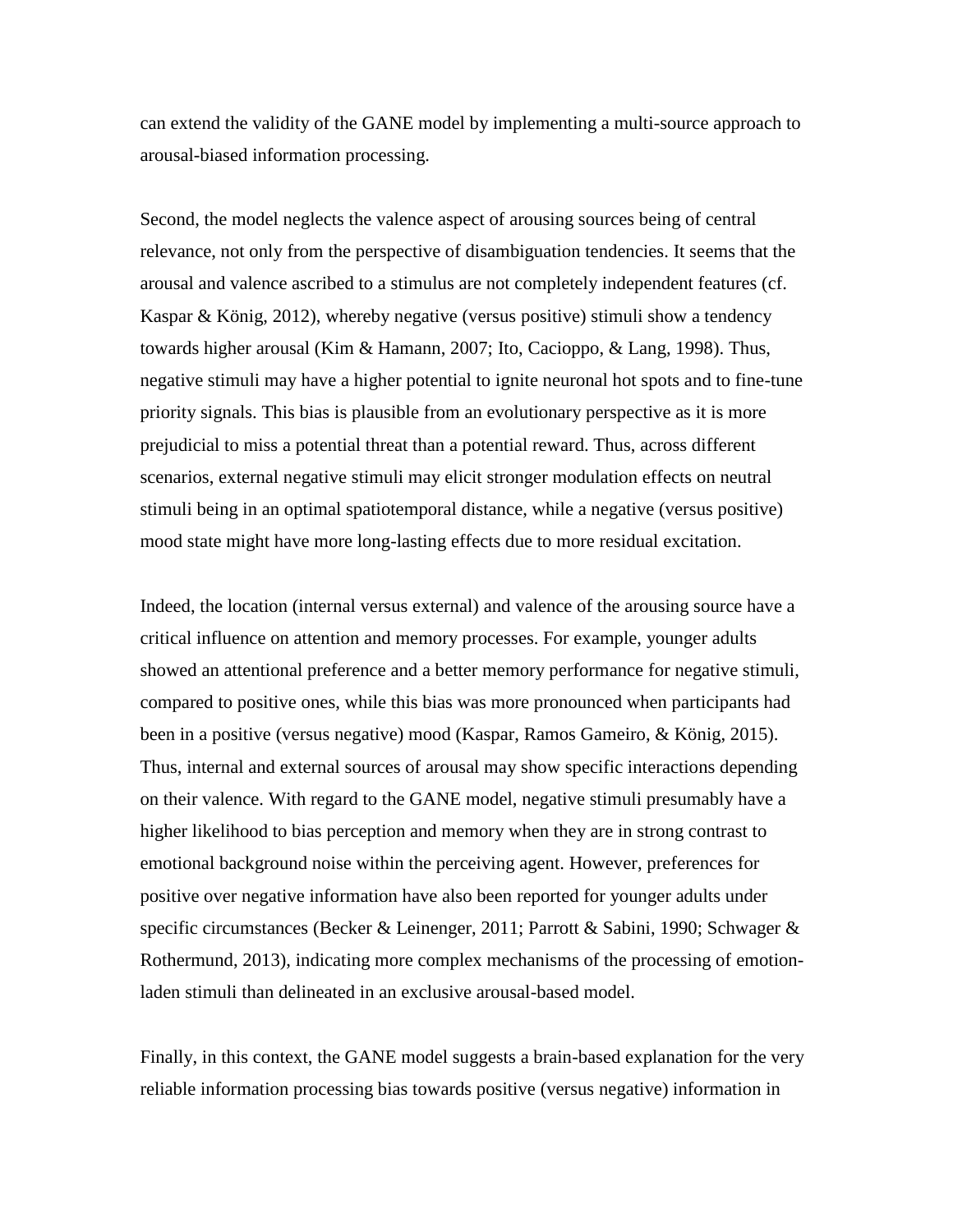can extend the validity of the GANE model by implementing a multi-source approach to arousal-biased information processing.

Second, the model neglects the valence aspect of arousing sources being of central relevance, not only from the perspective of disambiguation tendencies. It seems that the arousal and valence ascribed to a stimulus are not completely independent features (cf. Kaspar & König, 2012), whereby negative (versus positive) stimuli show a tendency towards higher arousal (Kim & Hamann, 2007; Ito, Cacioppo, & Lang, 1998). Thus, negative stimuli may have a higher potential to ignite neuronal hot spots and to fine-tune priority signals. This bias is plausible from an evolutionary perspective as it is more prejudicial to miss a potential threat than a potential reward. Thus, across different scenarios, external negative stimuli may elicit stronger modulation effects on neutral stimuli being in an optimal spatiotemporal distance, while a negative (versus positive) mood state might have more long-lasting effects due to more residual excitation.

Indeed, the location (internal versus external) and valence of the arousing source have a critical influence on attention and memory processes. For example, younger adults showed an attentional preference and a better memory performance for negative stimuli, compared to positive ones, while this bias was more pronounced when participants had been in a positive (versus negative) mood (Kaspar, Ramos Gameiro, & König, 2015). Thus, internal and external sources of arousal may show specific interactions depending on their valence. With regard to the GANE model, negative stimuli presumably have a higher likelihood to bias perception and memory when they are in strong contrast to emotional background noise within the perceiving agent. However, preferences for positive over negative information have also been reported for younger adults under specific circumstances (Becker & Leinenger, 2011; Parrott & Sabini, 1990; Schwager & Rothermund, 2013), indicating more complex mechanisms of the processing of emotion-laden stimuli than delineated in an exclusive arousal-based model.

Finally, in this context, the GANE model suggests a brain-based explanation for the very reliable information processing bias towards positive (versus negative) information in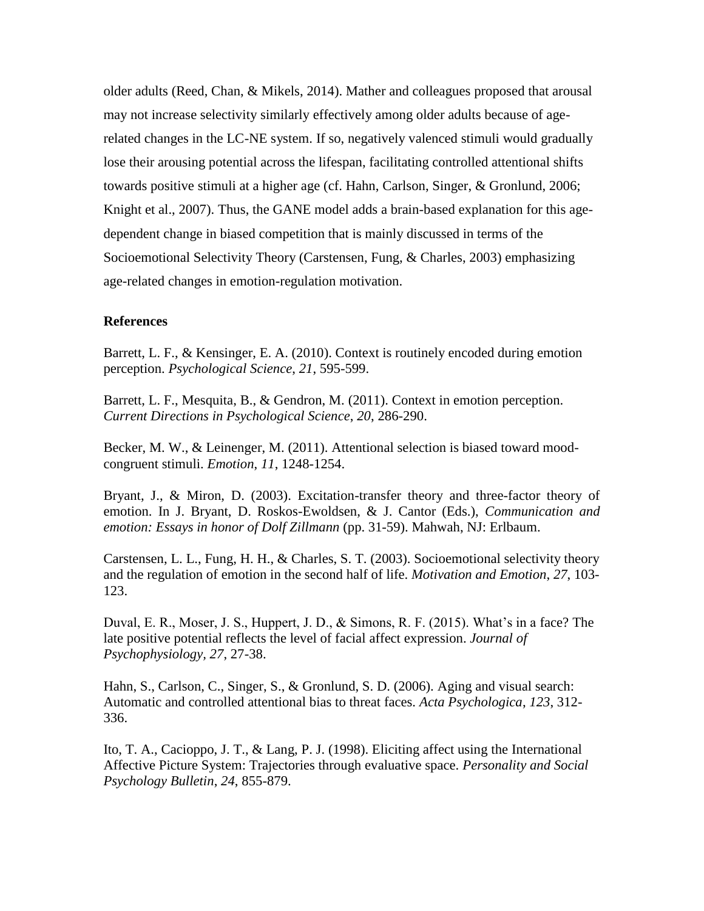older adults (Reed, Chan, & Mikels, 2014). Mather and colleagues proposed that arousal may not increase selectivity similarly effectively among older adults because of age-related changes in the LC-NE system. If so, negatively valenced stimuli would gradually lose their arousing potential across the lifespan, facilitating controlled attentional shifts towards positive stimuli at a higher age (cf. Hahn, Carlson, Singer, & Gronlund, 2006; Knight et al., 2007). Thus, the GANE model adds a brain-based explanation for this age-dependent change in biased competition that is mainly discussed in terms of the Socioemotional Selectivity Theory (Carstensen, Fung, & Charles, 2003) emphasizing age-related changes in emotion-regulation motivation.

**References**

Barrett, L. F., & Kensinger, E. A. (2010). Context is routinely encoded during emotion perception. *Psychological Science*, *21*, 595-599.

Barrett, L. F., Mesquita, B., & Gendron, M. (2011). Context in emotion perception. *Current Directions in Psychological Science*, *20*, 286-290.

Becker, M. W., & Leinenger, M. (2011). Attentional selection is biased toward mood-congruent stimuli. *Emotion*, *11*, 1248-1254.

Bryant, J., & Miron, D. (2003). Excitation-transfer theory and three-factor theory of emotion. In J. Bryant, D. Roskos-Ewoldsen, & J. Cantor (Eds.), *Communication and emotion: Essays in honor of Dolf Zillmann* (pp. 31-59). Mahwah, NJ: Erlbaum.

Carstensen, L. L., Fung, H. H., & Charles, S. T. (2003). Socioemotional selectivity theory and the regulation of emotion in the second half of life. *Motivation and Emotion*, *27*, 103-123.

Duval, E. R., Moser, J. S., Huppert, J. D., & Simons, R. F. (2015). What's in a face? The late positive potential reflects the level of facial affect expression. *Journal of Psychophysiology*, *27*, 27-38.

Hahn, S., Carlson, C., Singer, S., & Gronlund, S. D. (2006). Aging and visual search: Automatic and controlled attentional bias to threat faces. *Acta Psychologica*, *123*, 312-336.

Ito, T. A., Cacioppo, J. T., & Lang, P. J. (1998). Eliciting affect using the International Affective Picture System: Trajectories through evaluative space. *Personality and Social Psychology Bulletin*, *24*, 855-879.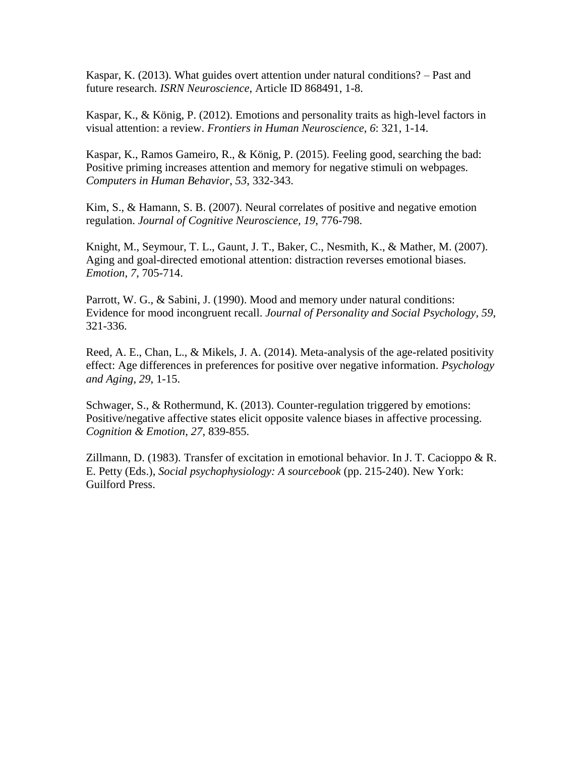Kaspar, K. (2013). What guides overt attention under natural conditions? – Past and future research. *ISRN Neuroscience*, Article ID 868491, 1-8.

Kaspar, K., & König, P. (2012). Emotions and personality traits as high-level factors in visual attention: a review. *Frontiers in Human Neuroscience*, *6*: 321, 1-14.

Kaspar, K., Ramos Gameiro, R., & König, P. (2015). Feeling good, searching the bad: Positive priming increases attention and memory for negative stimuli on webpages. *Computers in Human Behavior*, *53*, 332-343.

Kim, S., & Hamann, S. B. (2007). Neural correlates of positive and negative emotion regulation. *Journal of Cognitive Neuroscience, 19*, 776-798.

Knight, M., Seymour, T. L., Gaunt, J. T., Baker, C., Nesmith, K., & Mather, M. (2007). Aging and goal-directed emotional attention: distraction reverses emotional biases. *Emotion*, *7*, 705-714.

Parrott, W. G., & Sabini, J. (1990). Mood and memory under natural conditions: Evidence for mood incongruent recall. *Journal of Personality and Social Psychology*, *59*, 321-336.

Reed, A. E., Chan, L., & Mikels, J. A. (2014). Meta-analysis of the age-related positivity effect: Age differences in preferences for positive over negative information. *Psychology and Aging*, *29*, 1-15.

Schwager, S., & Rothermund, K. (2013). Counter-regulation triggered by emotions: Positive/negative affective states elicit opposite valence biases in affective processing. *Cognition & Emotion*, *27*, 839-855.

Zillmann, D. (1983). Transfer of excitation in emotional behavior. In J. T. Cacioppo & R. E. Petty (Eds.), *Social psychophysiology: A sourcebook* (pp. 215-240). New York: Guilford Press.